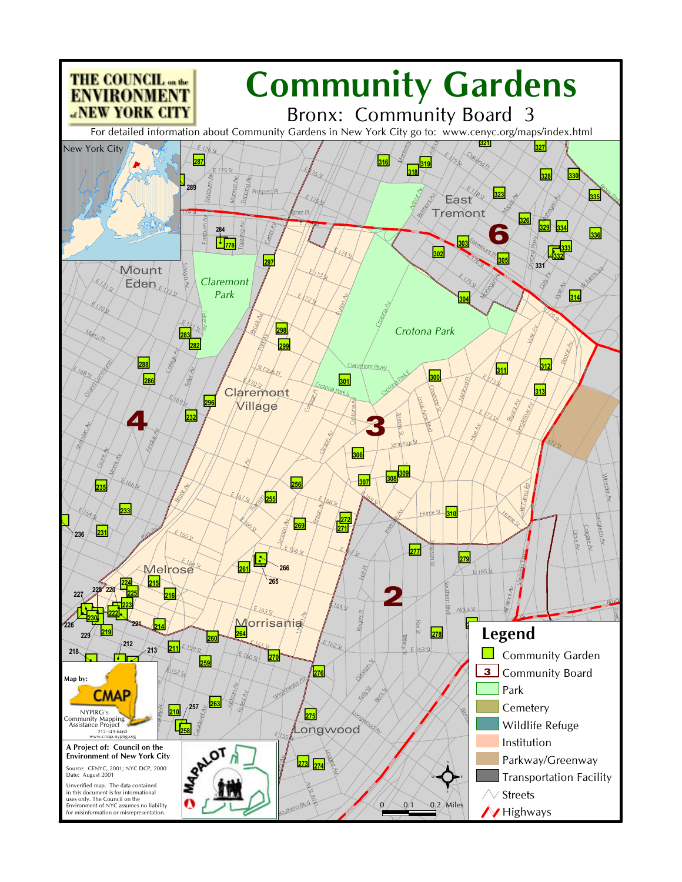# Community Gardens

## Bronx: Community Board 3

For detailed information about Community Gardens in New York City go to: www.cenyc.org/maps/index.html

THE COUNCIL on the ENVIRONMENT of NEW YORK CITY

**Legend**

- Community Garden
- 3 Community Board
- Park
- Cemetery
- Wildlife Refuge
- Institution
- Parkway/Greenway
- Transportation Facility
- Streets
- Highways

Map by: CMAP
NYPIRG's Community Mapping Assistance Project
212-349-6460
www.cmap.nypirg.org

**A Project of: Council on the Environment of New York City**

Source: CENYC, 2001; NYC DCP, 2000
Date: August 2001

Unverified map. The data contained in this document is for informational uses only. The Council on the Environment of NYC assumes no liability for misinformation or misrepresentation.

0 0.1 0.2 Miles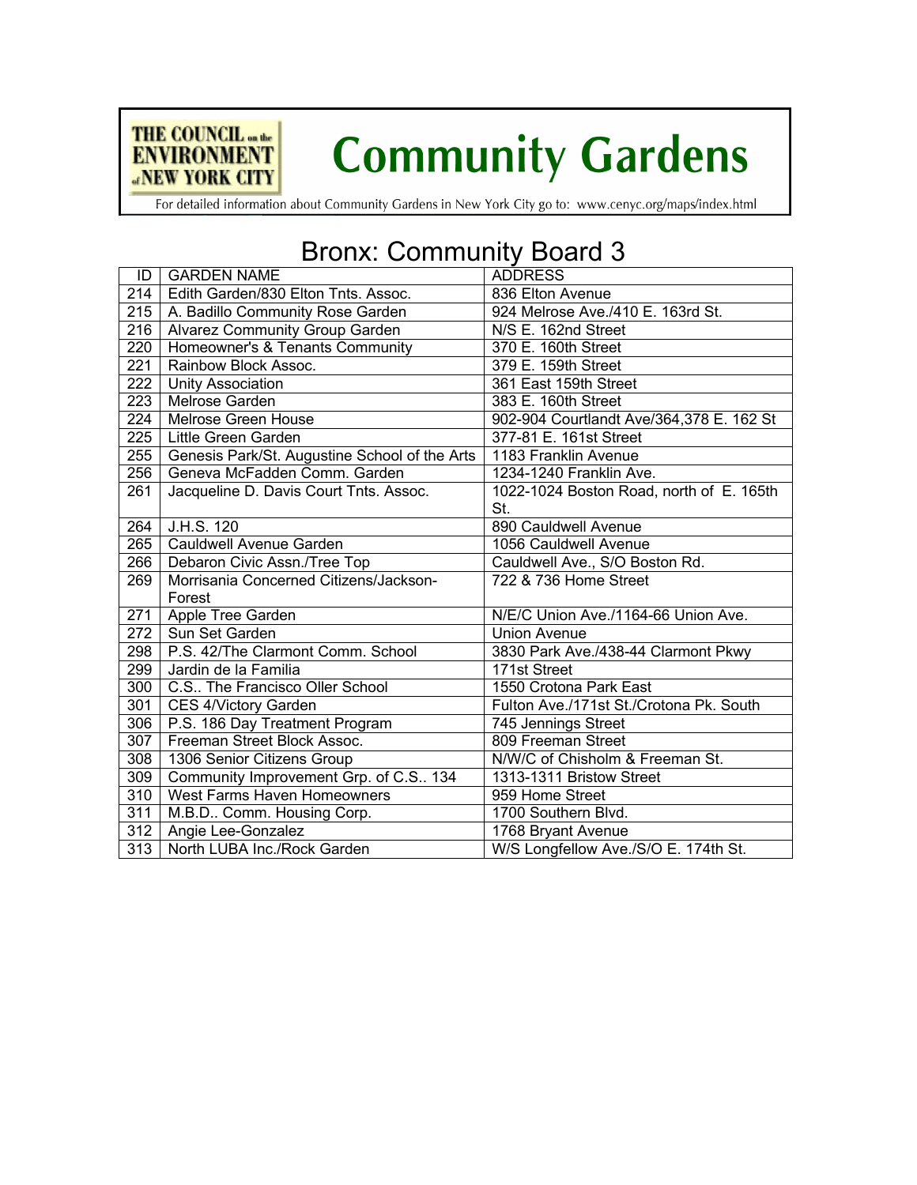THE COUNCIL on the ENVIRONMENT of NEW YORK CITY

# Community Gardens

For detailed information about Community Gardens in New York City go to: www.cenyc.org/maps/index.html

## Bronx: Community Board 3

| ID | GARDEN NAME | ADDRESS |
|---|---|---|
| 214 | Edith Garden/830 Elton Tnts. Assoc. | 836 Elton Avenue |
| 215 | A. Badillo Community Rose Garden | 924 Melrose Ave./410 E. 163rd St. |
| 216 | Alvarez Community Group Garden | N/S E. 162nd Street |
| 220 | Homeowner's & Tenants Community | 370 E. 160th Street |
| 221 | Rainbow Block Assoc. | 379 E. 159th Street |
| 222 | Unity Association | 361 East 159th Street |
| 223 | Melrose Garden | 383 E. 160th Street |
| 224 | Melrose Green House | 902-904 Courtlandt Ave/364,378 E. 162 St |
| 225 | Little Green Garden | 377-81 E. 161st Street |
| 255 | Genesis Park/St. Augustine School of the Arts | 1183 Franklin Avenue |
| 256 | Geneva McFadden Comm. Garden | 1234-1240 Franklin Ave. |
| 261 | Jacqueline D. Davis Court Tnts. Assoc. | 1022-1024 Boston Road, north of E. 165th St. |
| 264 | J.H.S. 120 | 890 Cauldwell Avenue |
| 265 | Cauldwell Avenue Garden | 1056 Cauldwell Avenue |
| 266 | Debaron Civic Assn./Tree Top | Cauldwell Ave., S/O Boston Rd. |
| 269 | Morrisania Concerned Citizens/Jackson-Forest | 722 & 736 Home Street |
| 271 | Apple Tree Garden | N/E/C Union Ave./1164-66 Union Ave. |
| 272 | Sun Set Garden | Union Avenue |
| 298 | P.S. 42/The Clarmont Comm. School | 3830 Park Ave./438-44 Clarmont Pkwy |
| 299 | Jardin de la Familia | 171st Street |
| 300 | C.S.. The Francisco Oller School | 1550 Crotona Park East |
| 301 | CES 4/Victory Garden | Fulton Ave./171st St./Crotona Pk. South |
| 306 | P.S. 186 Day Treatment Program | 745 Jennings Street |
| 307 | Freeman Street Block Assoc. | 809 Freeman Street |
| 308 | 1306 Senior Citizens Group | N/W/C of Chisholm & Freeman St. |
| 309 | Community Improvement Grp. of C.S.. 134 | 1313-1311 Bristow Street |
| 310 | West Farms Haven Homeowners | 959 Home Street |
| 311 | M.B.D.. Comm. Housing Corp. | 1700 Southern Blvd. |
| 312 | Angie Lee-Gonzalez | 1768 Bryant Avenue |
| 313 | North LUBA Inc./Rock Garden | W/S Longfellow Ave./S/O E. 174th St. |